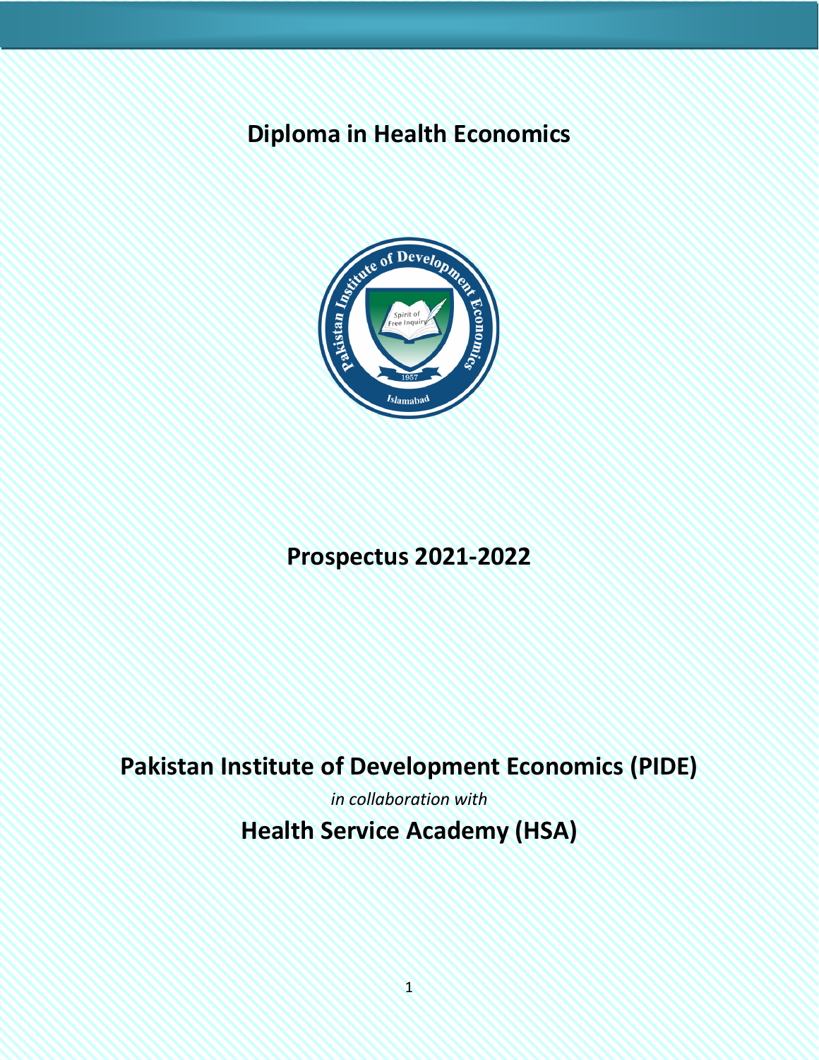# Diploma in Health Economics

## Prospectus 2021-2022

## Pakistan Institute of Development Economics (PIDE)

*in collaboration with*

## Health Service Academy (HSA)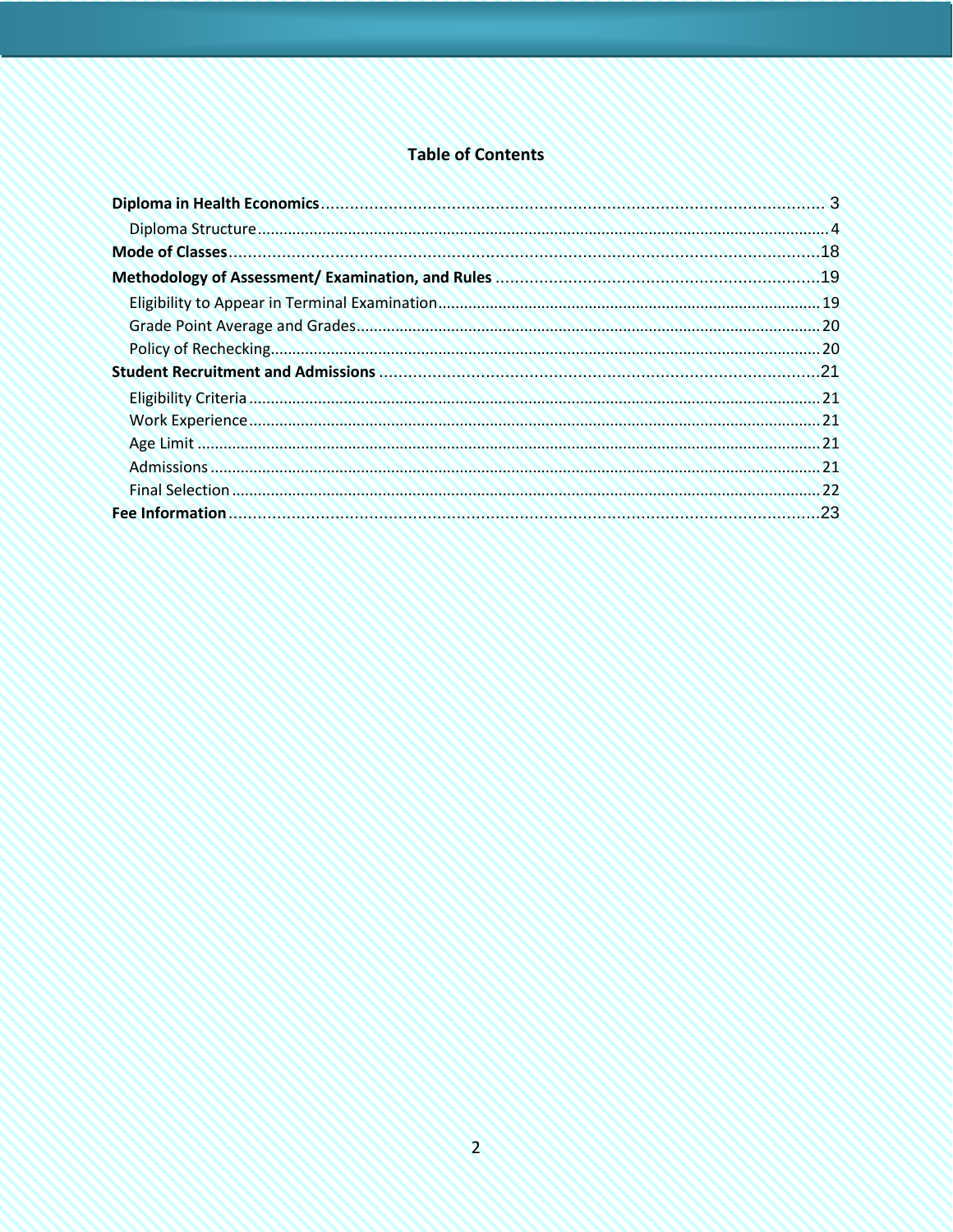# Table of Contents

- **Diploma in Health Economics** ........ 3
  - Diploma Structure ........ 4
- **Mode of Classes** ........ 18
- **Methodology of Assessment/ Examination, and Rules** ........ 19
  - Eligibility to Appear in Terminal Examination ........ 19
  - Grade Point Average and Grades ........ 20
  - Policy of Rechecking ........ 20
- **Student Recruitment and Admissions** ........ 21
  - Eligibility Criteria ........ 21
  - Work Experience ........ 21
  - Age Limit ........ 21
  - Admissions ........ 21
  - Final Selection ........ 22
- **Fee Information** ........ 23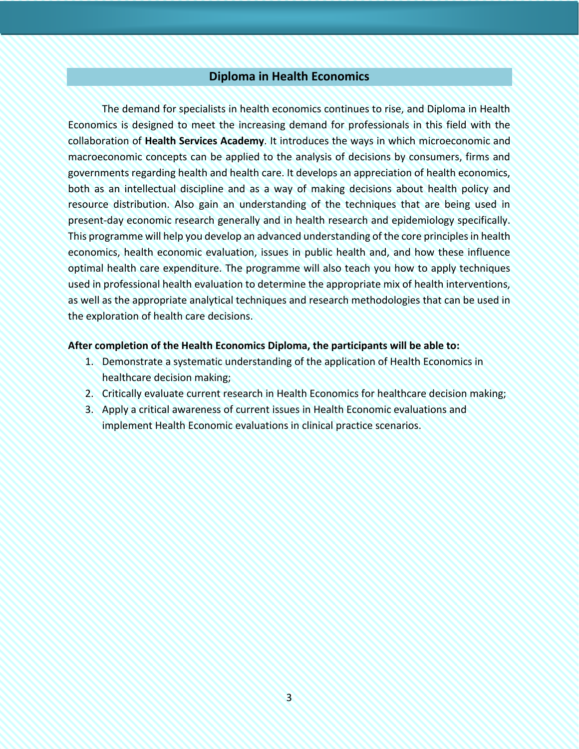## Diploma in Health Economics

The demand for specialists in health economics continues to rise, and Diploma in Health Economics is designed to meet the increasing demand for professionals in this field with the collaboration of **Health Services Academy**. It introduces the ways in which microeconomic and macroeconomic concepts can be applied to the analysis of decisions by consumers, firms and governments regarding health and health care. It develops an appreciation of health economics, both as an intellectual discipline and as a way of making decisions about health policy and resource distribution. Also gain an understanding of the techniques that are being used in present-day economic research generally and in health research and epidemiology specifically. This programme will help you develop an advanced understanding of the core principles in health economics, health economic evaluation, issues in public health and, and how these influence optimal health care expenditure. The programme will also teach you how to apply techniques used in professional health evaluation to determine the appropriate mix of health interventions, as well as the appropriate analytical techniques and research methodologies that can be used in the exploration of health care decisions.

**After completion of the Health Economics Diploma, the participants will be able to:**

1. Demonstrate a systematic understanding of the application of Health Economics in healthcare decision making;
2. Critically evaluate current research in Health Economics for healthcare decision making;
3. Apply a critical awareness of current issues in Health Economic evaluations and implement Health Economic evaluations in clinical practice scenarios.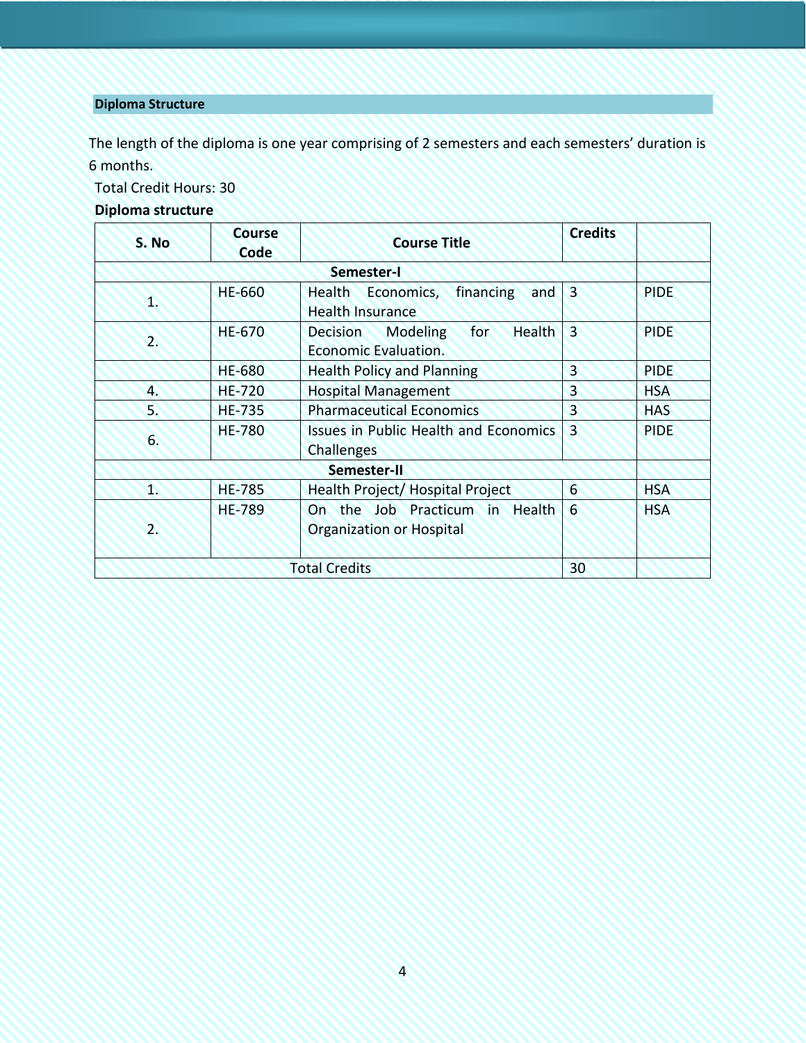## Diploma Structure

The length of the diploma is one year comprising of 2 semesters and each semesters' duration is 6 months.

Total Credit Hours: 30

**Diploma structure**

| S. No | Course Code | Course Title | Credits | |
|---|---|---|---|---|
| | | **Semester-I** | | |
| 1. | HE-660 | Health Economics, financing and Health Insurance | 3 | PIDE |
| 2. | HE-670 | Decision Modeling for Health Economic Evaluation. | 3 | PIDE |
| | HE-680 | Health Policy and Planning | 3 | PIDE |
| 4. | HE-720 | Hospital Management | 3 | HSA |
| 5. | HE-735 | Pharmaceutical Economics | 3 | HAS |
| 6. | HE-780 | Issues in Public Health and Economics Challenges | 3 | PIDE |
| | | **Semester-II** | | |
| 1. | HE-785 | Health Project/ Hospital Project | 6 | HSA |
| 2. | HE-789 | On the Job Practicum in Health Organization or Hospital | 6 | HSA |
| | | Total Credits | 30 | |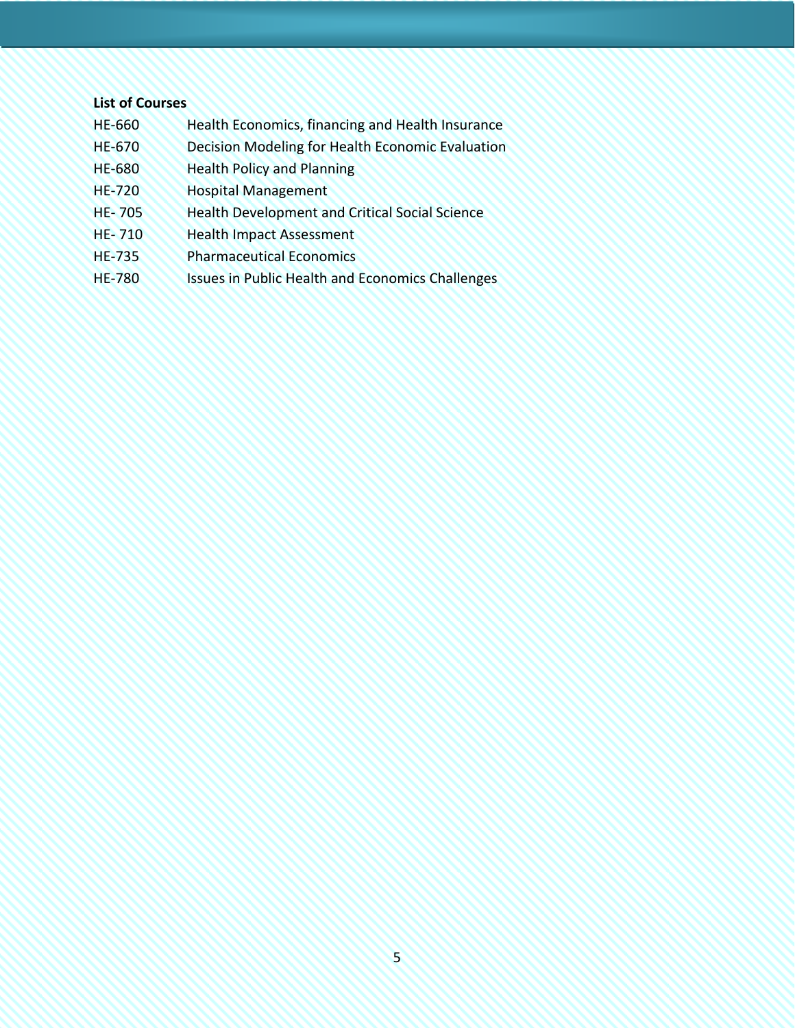**List of Courses**

| | |
|---|---|
| HE-660 | Health Economics, financing and Health Insurance |
| HE-670 | Decision Modeling for Health Economic Evaluation |
| HE-680 | Health Policy and Planning |
| HE-720 | Hospital Management |
| HE- 705 | Health Development and Critical Social Science |
| HE- 710 | Health Impact Assessment |
| HE-735 | Pharmaceutical Economics |
| HE-780 | Issues in Public Health and Economics Challenges |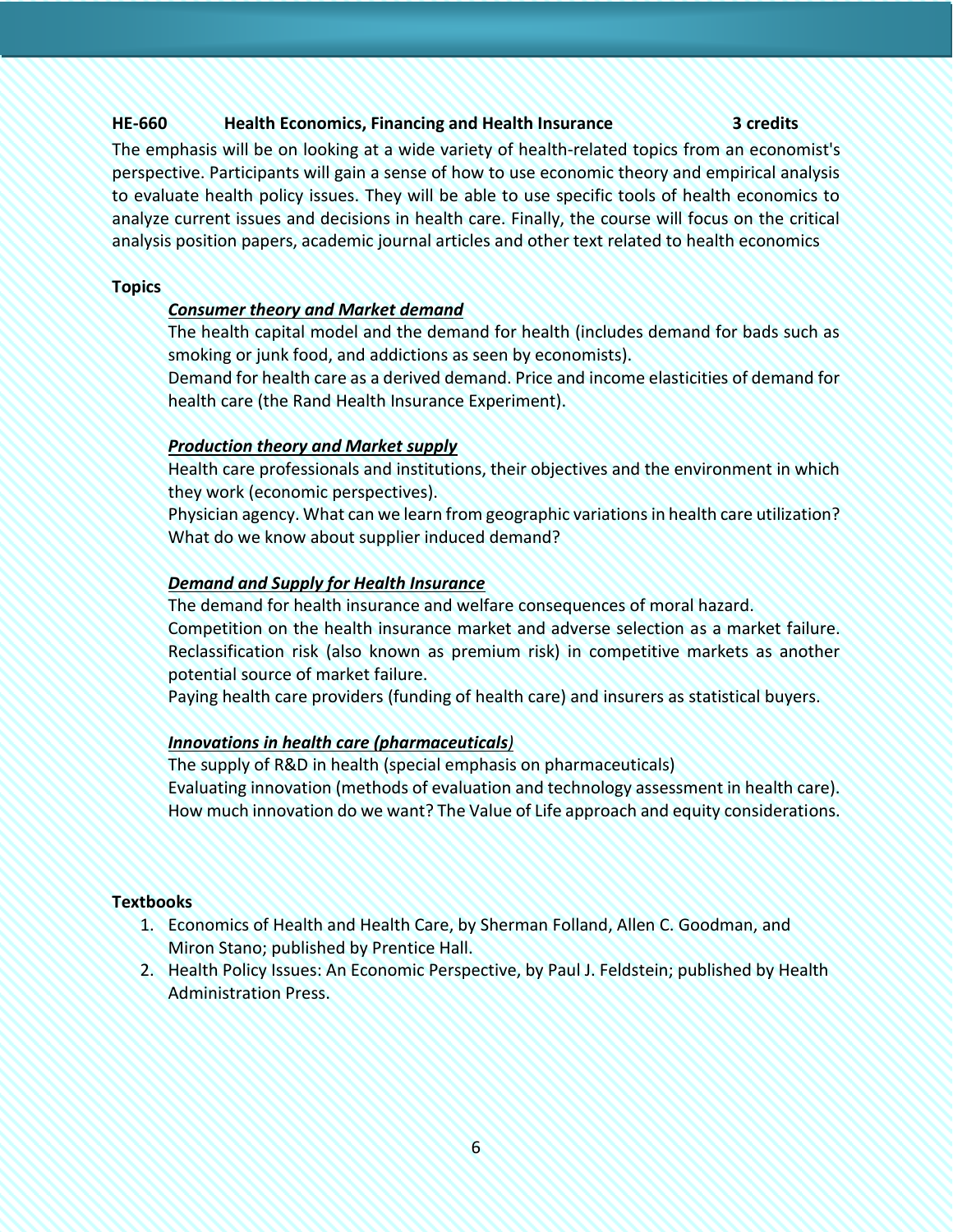**HE-660 Health Economics, Financing and Health Insurance 3 credits**

The emphasis will be on looking at a wide variety of health-related topics from an economist's perspective. Participants will gain a sense of how to use economic theory and empirical analysis to evaluate health policy issues. They will be able to use specific tools of health economics to analyze current issues and decisions in health care. Finally, the course will focus on the critical analysis position papers, academic journal articles and other text related to health economics

**Topics**

***Consumer theory and Market demand***

The health capital model and the demand for health (includes demand for bads such as smoking or junk food, and addictions as seen by economists).

Demand for health care as a derived demand. Price and income elasticities of demand for health care (the Rand Health Insurance Experiment).

***Production theory and Market supply***

Health care professionals and institutions, their objectives and the environment in which they work (economic perspectives).

Physician agency. What can we learn from geographic variations in health care utilization? What do we know about supplier induced demand?

***Demand and Supply for Health Insurance***

The demand for health insurance and welfare consequences of moral hazard.

Competition on the health insurance market and adverse selection as a market failure. Reclassification risk (also known as premium risk) in competitive markets as another potential source of market failure.

Paying health care providers (funding of health care) and insurers as statistical buyers.

***Innovations in health care (pharmaceuticals)***

The supply of R&D in health (special emphasis on pharmaceuticals)

Evaluating innovation (methods of evaluation and technology assessment in health care).

How much innovation do we want? The Value of Life approach and equity considerations.

**Textbooks**

1. Economics of Health and Health Care, by Sherman Folland, Allen C. Goodman, and Miron Stano; published by Prentice Hall.
2. Health Policy Issues: An Economic Perspective, by Paul J. Feldstein; published by Health Administration Press.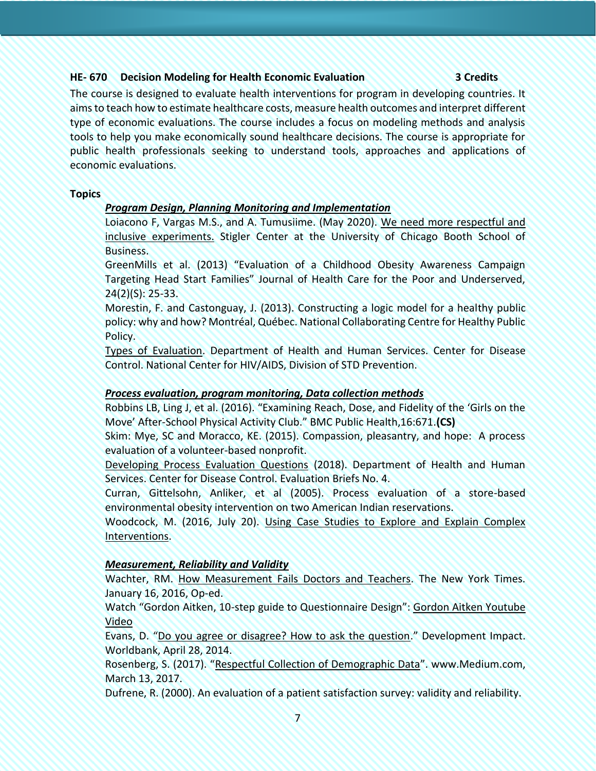**HE- 670 Decision Modeling for Health Economic Evaluation 3 Credits**

The course is designed to evaluate health interventions for program in developing countries. It aims to teach how to estimate healthcare costs, measure health outcomes and interpret different type of economic evaluations. The course includes a focus on modeling methods and analysis tools to help you make economically sound healthcare decisions. The course is appropriate for public health professionals seeking to understand tools, approaches and applications of economic evaluations.

**Topics**

***Program Design, Planning Monitoring and Implementation***

Loiacono F, Vargas M.S., and A. Tumusiime. (May 2020). We need more respectful and inclusive experiments. Stigler Center at the University of Chicago Booth School of Business.

GreenMills et al. (2013) "Evaluation of a Childhood Obesity Awareness Campaign Targeting Head Start Families" Journal of Health Care for the Poor and Underserved, 24(2)(S): 25-33.

Morestin, F. and Castonguay, J. (2013). Constructing a logic model for a healthy public policy: why and how? Montréal, Québec. National Collaborating Centre for Healthy Public Policy.

Types of Evaluation. Department of Health and Human Services. Center for Disease Control. National Center for HIV/AIDS, Division of STD Prevention.

***Process evaluation, program monitoring, Data collection methods***

Robbins LB, Ling J, et al. (2016). "Examining Reach, Dose, and Fidelity of the 'Girls on the Move' After-School Physical Activity Club." BMC Public Health,16:671.**(CS)**

Skim: Mye, SC and Moracco, KE. (2015). Compassion, pleasantry, and hope: A process evaluation of a volunteer-based nonprofit.

Developing Process Evaluation Questions (2018). Department of Health and Human Services. Center for Disease Control. Evaluation Briefs No. 4.

Curran, Gittelsohn, Anliker, et al (2005). Process evaluation of a store-based environmental obesity intervention on two American Indian reservations.

Woodcock, M. (2016, July 20). Using Case Studies to Explore and Explain Complex Interventions.

***Measurement, Reliability and Validity***

Wachter, RM. How Measurement Fails Doctors and Teachers. The New York Times. January 16, 2016, Op-ed.

Watch "Gordon Aitken, 10-step guide to Questionnaire Design": Gordon Aitken Youtube Video

Evans, D. "Do you agree or disagree? How to ask the question." Development Impact. Worldbank, April 28, 2014.

Rosenberg, S. (2017). "Respectful Collection of Demographic Data". www.Medium.com, March 13, 2017.

Dufrene, R. (2000). An evaluation of a patient satisfaction survey: validity and reliability.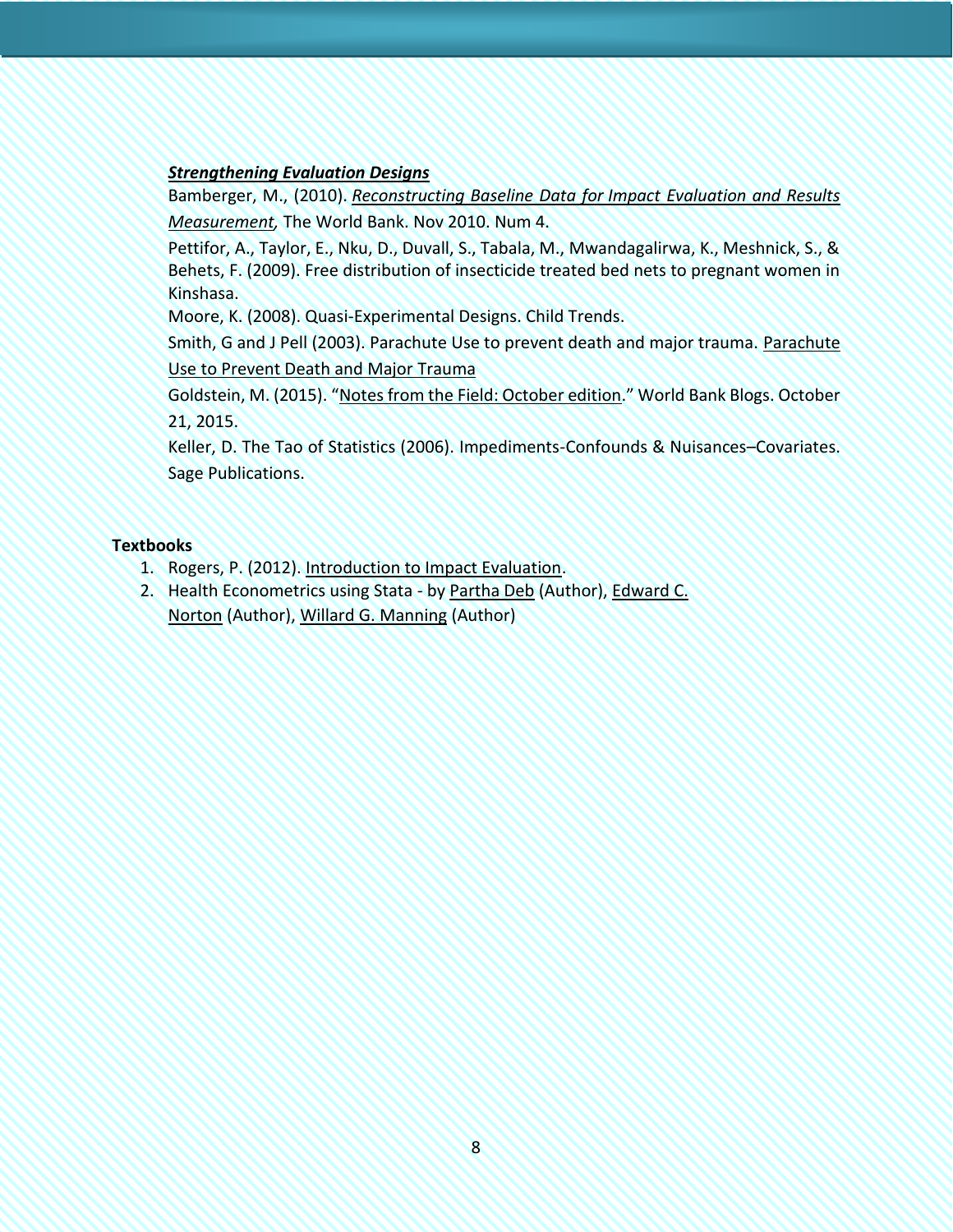***Strengthening Evaluation Designs***

Bamberger, M., (2010). *Reconstructing Baseline Data for Impact Evaluation and Results Measurement,* The World Bank. Nov 2010. Num 4.

Pettifor, A., Taylor, E., Nku, D., Duvall, S., Tabala, M., Mwandagalirwa, K., Meshnick, S., & Behets, F. (2009). Free distribution of insecticide treated bed nets to pregnant women in Kinshasa.

Moore, K. (2008). Quasi-Experimental Designs. Child Trends.

Smith, G and J Pell (2003). Parachute Use to prevent death and major trauma. Parachute Use to Prevent Death and Major Trauma

Goldstein, M. (2015). "Notes from the Field: October edition." World Bank Blogs. October 21, 2015.

Keller, D. The Tao of Statistics (2006). Impediments-Confounds & Nuisances–Covariates. Sage Publications.

**Textbooks**

1. Rogers, P. (2012). Introduction to Impact Evaluation.
2. Health Econometrics using Stata - by Partha Deb (Author), Edward C. Norton (Author), Willard G. Manning (Author)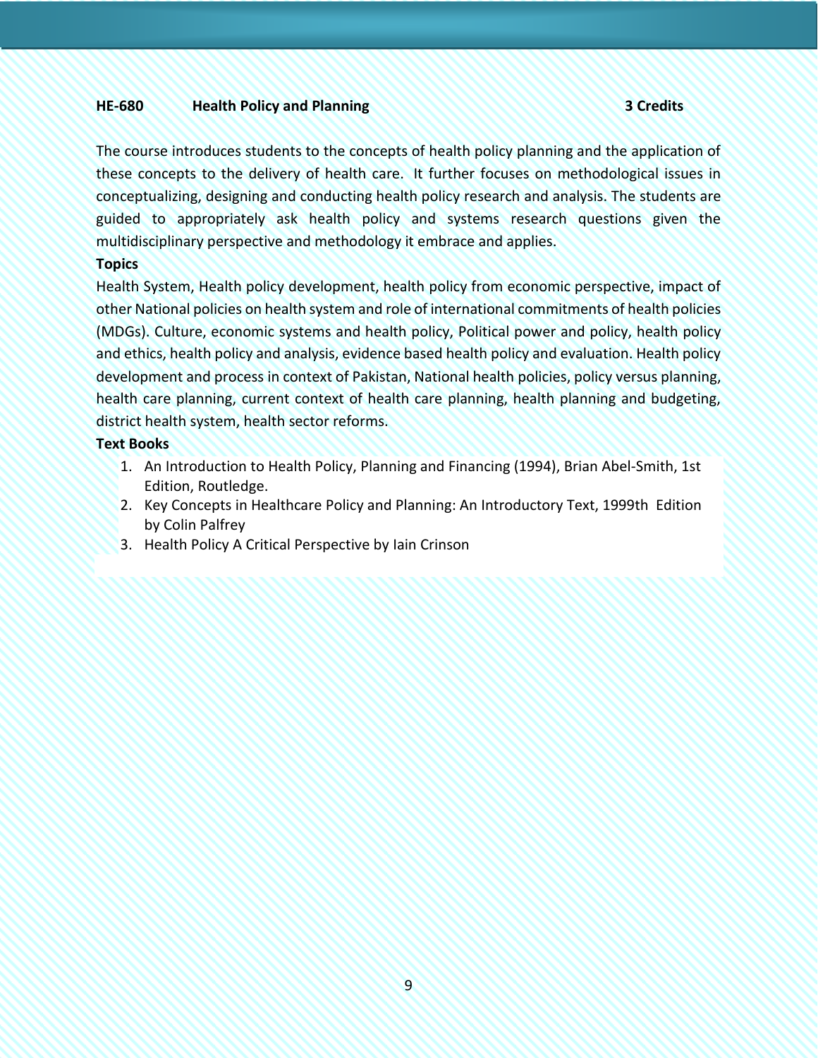**HE-680 Health Policy and Planning 3 Credits**

The course introduces students to the concepts of health policy planning and the application of these concepts to the delivery of health care. It further focuses on methodological issues in conceptualizing, designing and conducting health policy research and analysis. The students are guided to appropriately ask health policy and systems research questions given the multidisciplinary perspective and methodology it embrace and applies.

**Topics**

Health System, Health policy development, health policy from economic perspective, impact of other National policies on health system and role of international commitments of health policies (MDGs). Culture, economic systems and health policy, Political power and policy, health policy and ethics, health policy and analysis, evidence based health policy and evaluation. Health policy development and process in context of Pakistan, National health policies, policy versus planning, health care planning, current context of health care planning, health planning and budgeting, district health system, health sector reforms.

**Text Books**

1. An Introduction to Health Policy, Planning and Financing (1994), Brian Abel-Smith, 1st Edition, Routledge.
2. Key Concepts in Healthcare Policy and Planning: An Introductory Text, 1999th Edition by Colin Palfrey
3. Health Policy A Critical Perspective by Iain Crinson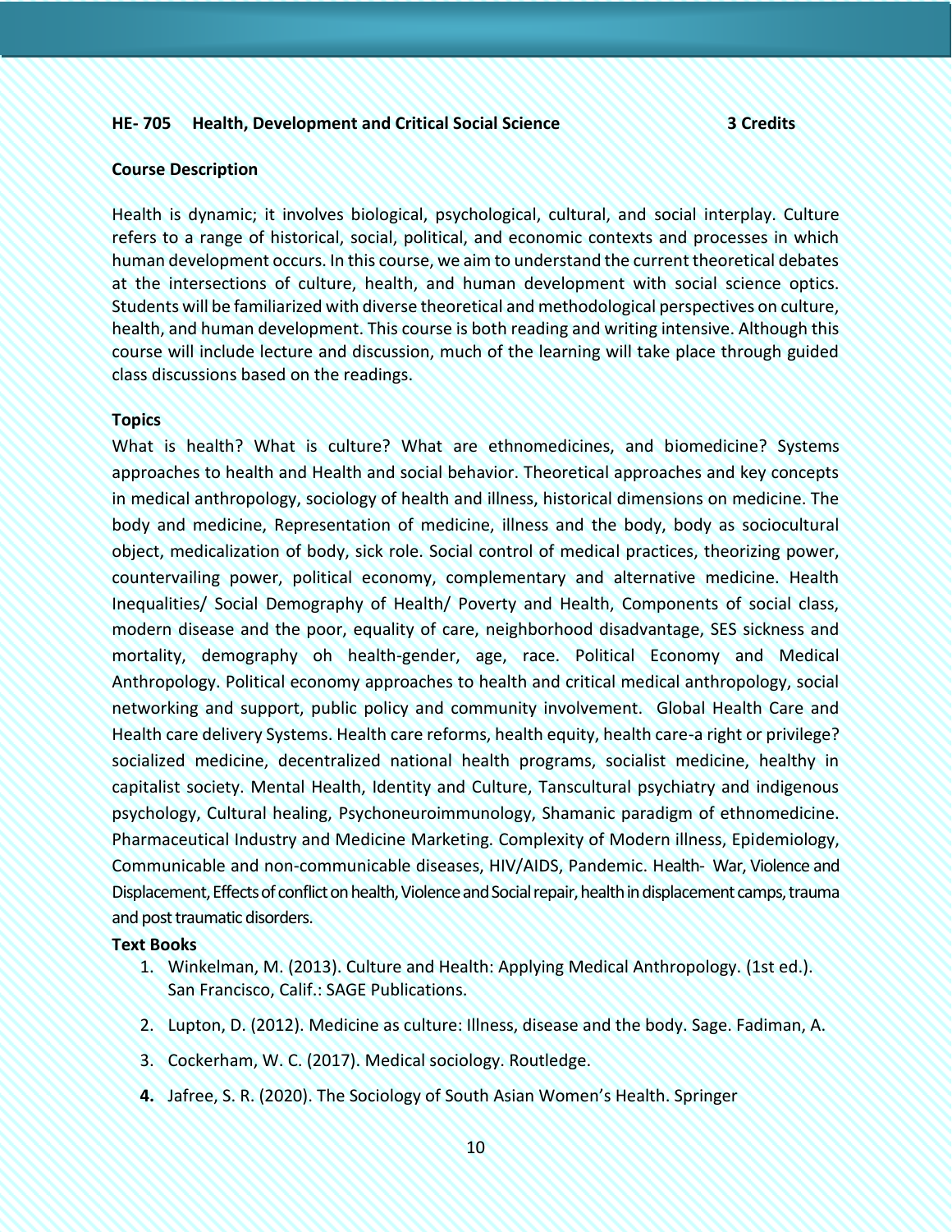**HE- 705 Health, Development and Critical Social Science 3 Credits**

**Course Description**

Health is dynamic; it involves biological, psychological, cultural, and social interplay. Culture refers to a range of historical, social, political, and economic contexts and processes in which human development occurs. In this course, we aim to understand the current theoretical debates at the intersections of culture, health, and human development with social science optics. Students will be familiarized with diverse theoretical and methodological perspectives on culture, health, and human development. This course is both reading and writing intensive. Although this course will include lecture and discussion, much of the learning will take place through guided class discussions based on the readings.

**Topics**

What is health? What is culture? What are ethnomedicines, and biomedicine? Systems approaches to health and Health and social behavior. Theoretical approaches and key concepts in medical anthropology, sociology of health and illness, historical dimensions on medicine. The body and medicine, Representation of medicine, illness and the body, body as sociocultural object, medicalization of body, sick role. Social control of medical practices, theorizing power, countervailing power, political economy, complementary and alternative medicine. Health Inequalities/ Social Demography of Health/ Poverty and Health, Components of social class, modern disease and the poor, equality of care, neighborhood disadvantage, SES sickness and mortality, demography oh health-gender, age, race. Political Economy and Medical Anthropology. Political economy approaches to health and critical medical anthropology, social networking and support, public policy and community involvement. Global Health Care and Health care delivery Systems. Health care reforms, health equity, health care-a right or privilege? socialized medicine, decentralized national health programs, socialist medicine, healthy in capitalist society. Mental Health, Identity and Culture, Tanscultural psychiatry and indigenous psychology, Cultural healing, Psychoneuroimmunology, Shamanic paradigm of ethnomedicine. Pharmaceutical Industry and Medicine Marketing. Complexity of Modern illness, Epidemiology, Communicable and non-communicable diseases, HIV/AIDS, Pandemic. Health- War, Violence and Displacement, Effects of conflict on health, Violence and Social repair, health in displacement camps, trauma and post traumatic disorders.

**Text Books**

1. Winkelman, M. (2013). Culture and Health: Applying Medical Anthropology. (1st ed.). San Francisco, Calif.: SAGE Publications.
2. Lupton, D. (2012). Medicine as culture: Illness, disease and the body. Sage. Fadiman, A.
3. Cockerham, W. C. (2017). Medical sociology. Routledge.
4. Jafree, S. R. (2020). The Sociology of South Asian Women's Health. Springer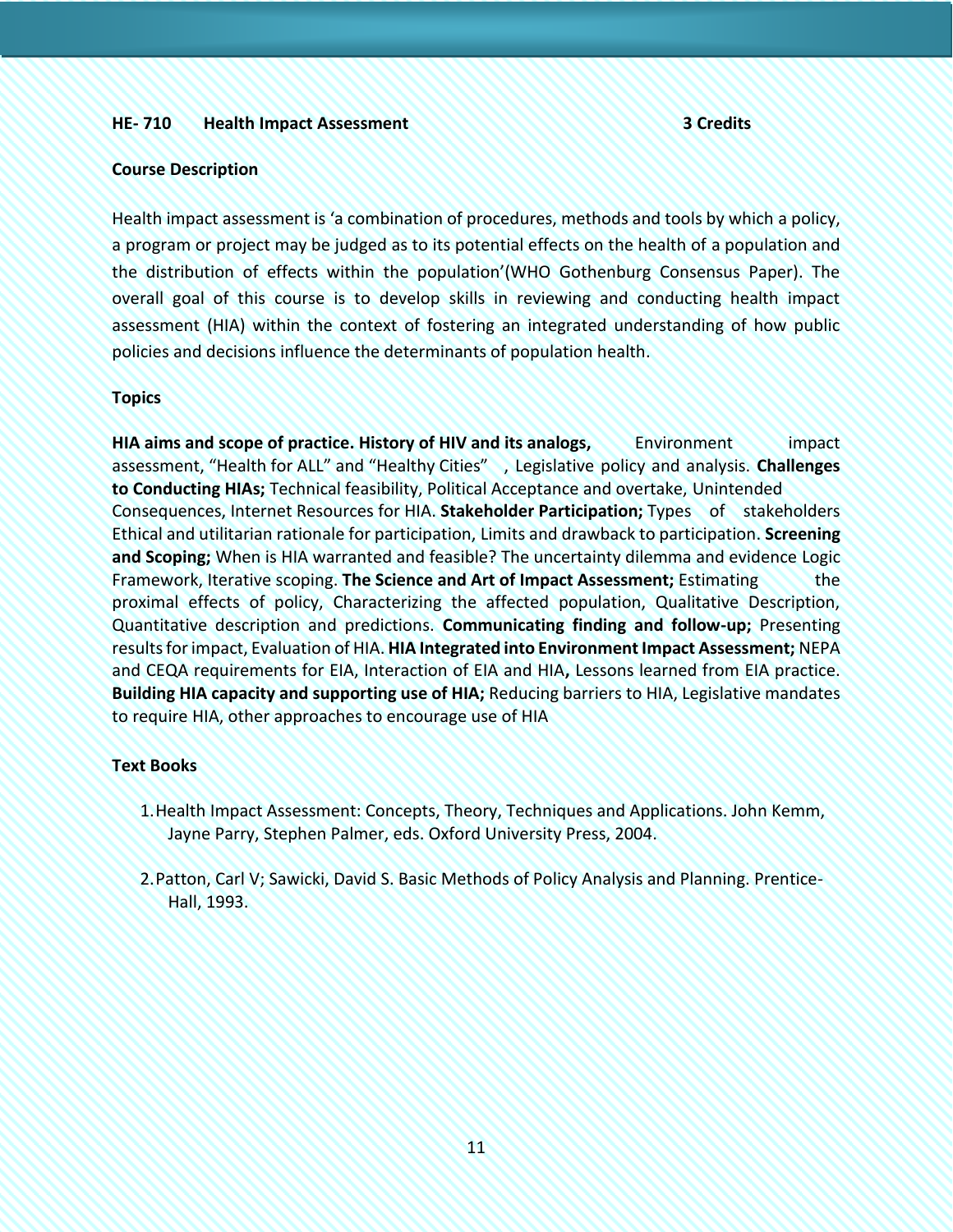**HE- 710 Health Impact Assessment 3 Credits**

**Course Description**

Health impact assessment is 'a combination of procedures, methods and tools by which a policy, a program or project may be judged as to its potential effects on the health of a population and the distribution of effects within the population'(WHO Gothenburg Consensus Paper). The overall goal of this course is to develop skills in reviewing and conducting health impact assessment (HIA) within the context of fostering an integrated understanding of how public policies and decisions influence the determinants of population health.

**Topics**

**HIA aims and scope of practice. History of HIV and its analogs,** Environment impact assessment, "Health for ALL" and "Healthy Cities" , Legislative policy and analysis. **Challenges to Conducting HIAs;** Technical feasibility, Political Acceptance and overtake, Unintended Consequences, Internet Resources for HIA. **Stakeholder Participation;** Types of stakeholders Ethical and utilitarian rationale for participation, Limits and drawback to participation. **Screening and Scoping;** When is HIA warranted and feasible? The uncertainty dilemma and evidence Logic Framework, Iterative scoping. **The Science and Art of Impact Assessment;** Estimating the proximal effects of policy, Characterizing the affected population, Qualitative Description, Quantitative description and predictions. **Communicating finding and follow-up;** Presenting results for impact, Evaluation of HIA. **HIA Integrated into Environment Impact Assessment;** NEPA and CEQA requirements for EIA, Interaction of EIA and HIA**,** Lessons learned from EIA practice. **Building HIA capacity and supporting use of HIA;** Reducing barriers to HIA, Legislative mandates to require HIA, other approaches to encourage use of HIA

**Text Books**

1. Health Impact Assessment: Concepts, Theory, Techniques and Applications. John Kemm, Jayne Parry, Stephen Palmer, eds. Oxford University Press, 2004.
2. Patton, Carl V; Sawicki, David S. Basic Methods of Policy Analysis and Planning. Prentice-Hall, 1993.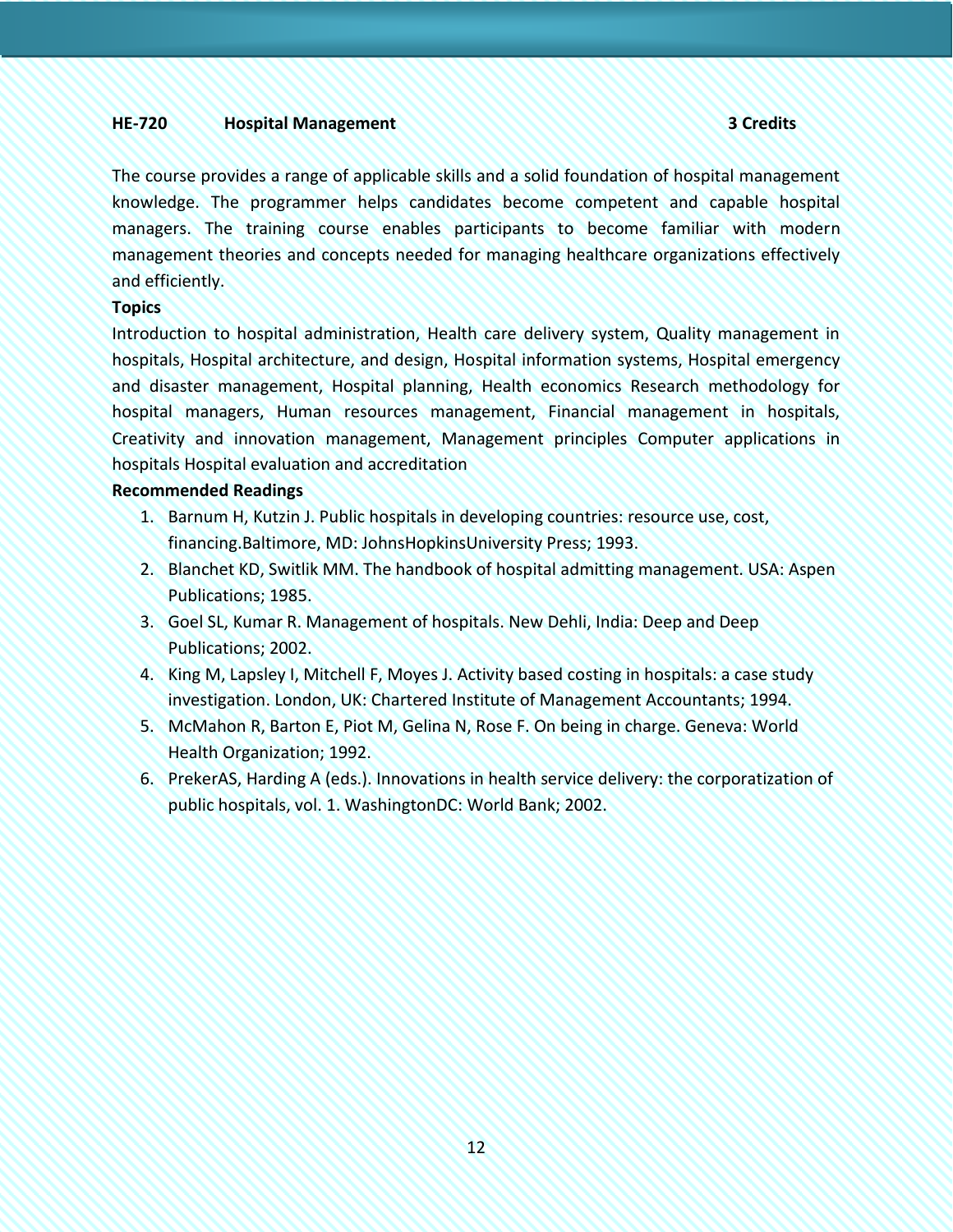### HE-720 Hospital Management 3 Credits

The course provides a range of applicable skills and a solid foundation of hospital management knowledge. The programmer helps candidates become competent and capable hospital managers. The training course enables participants to become familiar with modern management theories and concepts needed for managing healthcare organizations effectively and efficiently.

**Topics**

Introduction to hospital administration, Health care delivery system, Quality management in hospitals, Hospital architecture, and design, Hospital information systems, Hospital emergency and disaster management, Hospital planning, Health economics Research methodology for hospital managers, Human resources management, Financial management in hospitals, Creativity and innovation management, Management principles Computer applications in hospitals Hospital evaluation and accreditation

**Recommended Readings**

1. Barnum H, Kutzin J. Public hospitals in developing countries: resource use, cost, financing.Baltimore, MD: JohnsHopkinsUniversity Press; 1993.
2. Blanchet KD, Switlik MM. The handbook of hospital admitting management. USA: Aspen Publications; 1985.
3. Goel SL, Kumar R. Management of hospitals. New Dehli, India: Deep and Deep Publications; 2002.
4. King M, Lapsley I, Mitchell F, Moyes J. Activity based costing in hospitals: a case study investigation. London, UK: Chartered Institute of Management Accountants; 1994.
5. McMahon R, Barton E, Piot M, Gelina N, Rose F. On being in charge. Geneva: World Health Organization; 1992.
6. PrekerAS, Harding A (eds.). Innovations in health service delivery: the corporatization of public hospitals, vol. 1. WashingtonDC: World Bank; 2002.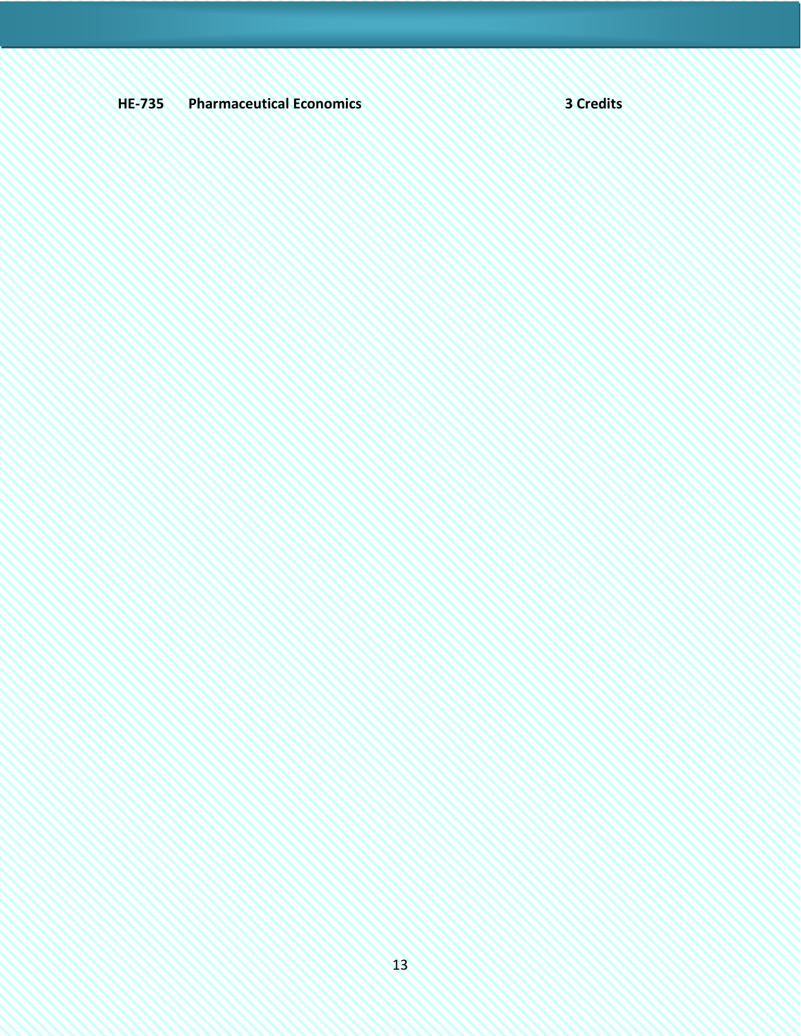**HE-735 Pharmaceutical Economics 3 Credits**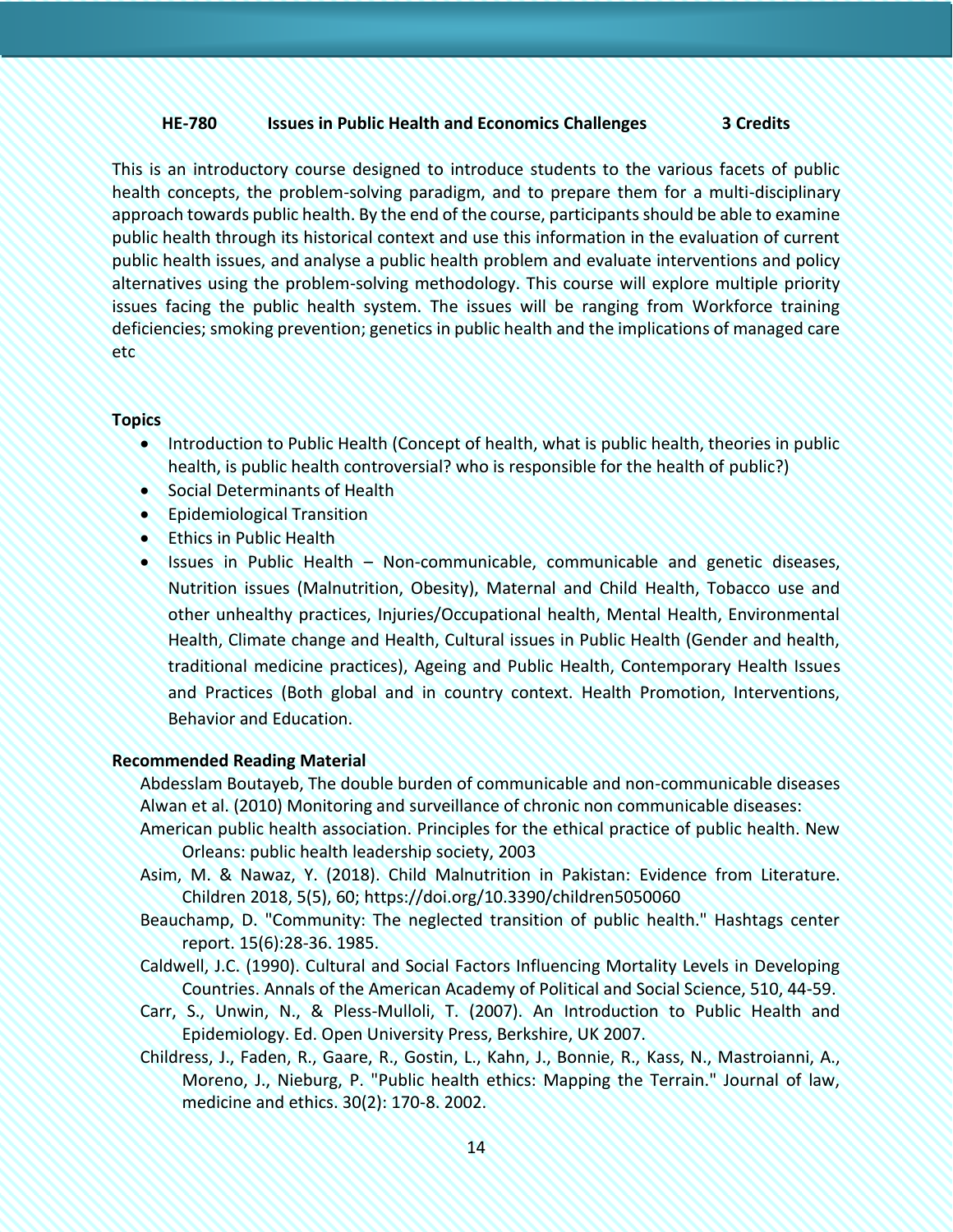### HE-780 Issues in Public Health and Economics Challenges 3 Credits

This is an introductory course designed to introduce students to the various facets of public health concepts, the problem-solving paradigm, and to prepare them for a multi-disciplinary approach towards public health. By the end of the course, participants should be able to examine public health through its historical context and use this information in the evaluation of current public health issues, and analyse a public health problem and evaluate interventions and policy alternatives using the problem-solving methodology. This course will explore multiple priority issues facing the public health system. The issues will be ranging from Workforce training deficiencies; smoking prevention; genetics in public health and the implications of managed care etc

**Topics**

- Introduction to Public Health (Concept of health, what is public health, theories in public health, is public health controversial? who is responsible for the health of public?)
- Social Determinants of Health
- Epidemiological Transition
- Ethics in Public Health
- Issues in Public Health – Non-communicable, communicable and genetic diseases, Nutrition issues (Malnutrition, Obesity), Maternal and Child Health, Tobacco use and other unhealthy practices, Injuries/Occupational health, Mental Health, Environmental Health, Climate change and Health, Cultural issues in Public Health (Gender and health, traditional medicine practices), Ageing and Public Health, Contemporary Health Issues and Practices (Both global and in country context. Health Promotion, Interventions, Behavior and Education.

**Recommended Reading Material**

Abdesslam Boutayeb, The double burden of communicable and non-communicable diseases

Alwan et al. (2010) Monitoring and surveillance of chronic non communicable diseases:

American public health association. Principles for the ethical practice of public health. New Orleans: public health leadership society, 2003

Asim, M. & Nawaz, Y. (2018). Child Malnutrition in Pakistan: Evidence from Literature. Children 2018, 5(5), 60; https://doi.org/10.3390/children5050060

Beauchamp, D. "Community: The neglected transition of public health." Hashtags center report. 15(6):28-36. 1985.

Caldwell, J.C. (1990). Cultural and Social Factors Influencing Mortality Levels in Developing Countries. Annals of the American Academy of Political and Social Science, 510, 44-59.

Carr, S., Unwin, N., & Pless-Mulloli, T. (2007). An Introduction to Public Health and Epidemiology. Ed. Open University Press, Berkshire, UK 2007.

Childress, J., Faden, R., Gaare, R., Gostin, L., Kahn, J., Bonnie, R., Kass, N., Mastroianni, A., Moreno, J., Nieburg, P. "Public health ethics: Mapping the Terrain." Journal of law, medicine and ethics. 30(2): 170-8. 2002.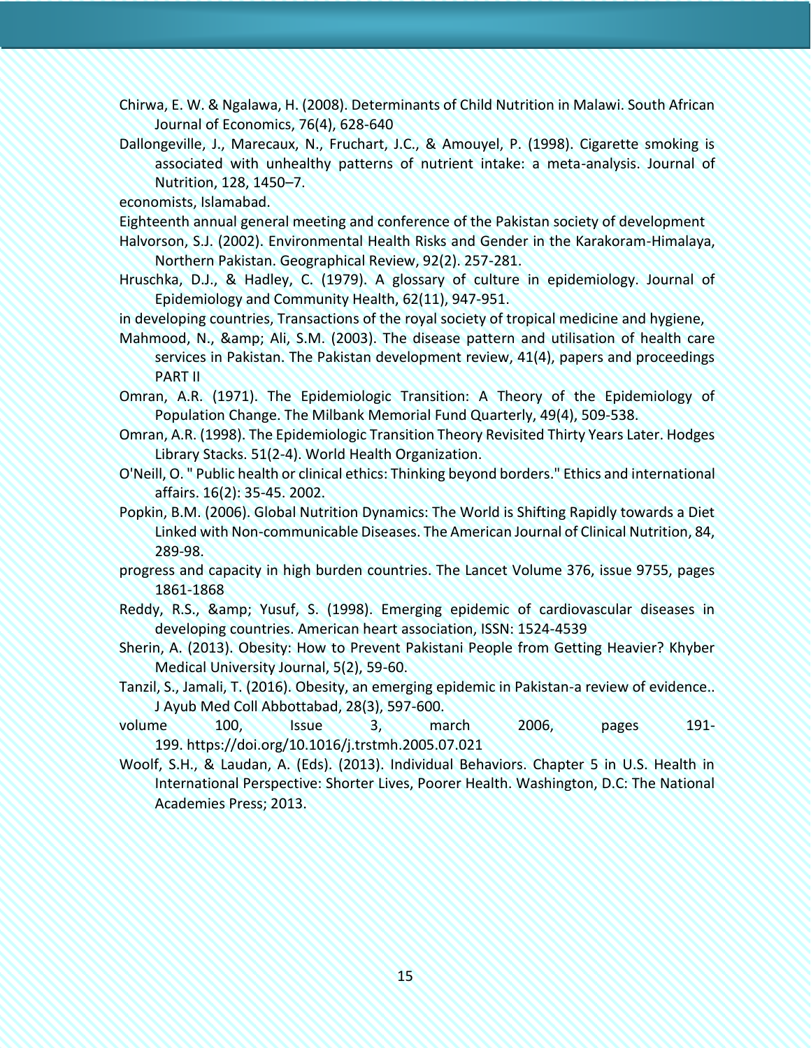Chirwa, E. W. & Ngalawa, H. (2008). Determinants of Child Nutrition in Malawi. South African Journal of Economics, 76(4), 628-640

Dallongeville, J., Marecaux, N., Fruchart, J.C., & Amouyel, P. (1998). Cigarette smoking is associated with unhealthy patterns of nutrient intake: a meta-analysis. Journal of Nutrition, 128, 1450–7.

economists, Islamabad.

Eighteenth annual general meeting and conference of the Pakistan society of development

Halvorson, S.J. (2002). Environmental Health Risks and Gender in the Karakoram-Himalaya, Northern Pakistan. Geographical Review, 92(2). 257-281.

Hruschka, D.J., & Hadley, C. (1979). A glossary of culture in epidemiology. Journal of Epidemiology and Community Health, 62(11), 947-951.

in developing countries, Transactions of the royal society of tropical medicine and hygiene,

Mahmood, N., &amp; Ali, S.M. (2003). The disease pattern and utilisation of health care services in Pakistan. The Pakistan development review, 41(4), papers and proceedings PART II

Omran, A.R. (1971). The Epidemiologic Transition: A Theory of the Epidemiology of Population Change. The Milbank Memorial Fund Quarterly, 49(4), 509-538.

Omran, A.R. (1998). The Epidemiologic Transition Theory Revisited Thirty Years Later. Hodges Library Stacks. 51(2-4). World Health Organization.

O'Neill, O. " Public health or clinical ethics: Thinking beyond borders." Ethics and international affairs. 16(2): 35-45. 2002.

Popkin, B.M. (2006). Global Nutrition Dynamics: The World is Shifting Rapidly towards a Diet Linked with Non-communicable Diseases. The American Journal of Clinical Nutrition, 84, 289-98.

progress and capacity in high burden countries. The Lancet Volume 376, issue 9755, pages 1861-1868

Reddy, R.S., &amp; Yusuf, S. (1998). Emerging epidemic of cardiovascular diseases in developing countries. American heart association, ISSN: 1524-4539

Sherin, A. (2013). Obesity: How to Prevent Pakistani People from Getting Heavier? Khyber Medical University Journal, 5(2), 59-60.

Tanzil, S., Jamali, T. (2016). Obesity, an emerging epidemic in Pakistan-a review of evidence.. J Ayub Med Coll Abbottabad, 28(3), 597-600.

volume 100, Issue 3, march 2006, pages 191-199. https://doi.org/10.1016/j.trstmh.2005.07.021

Woolf, S.H., & Laudan, A. (Eds). (2013). Individual Behaviors. Chapter 5 in U.S. Health in International Perspective: Shorter Lives, Poorer Health. Washington, D.C: The National Academies Press; 2013.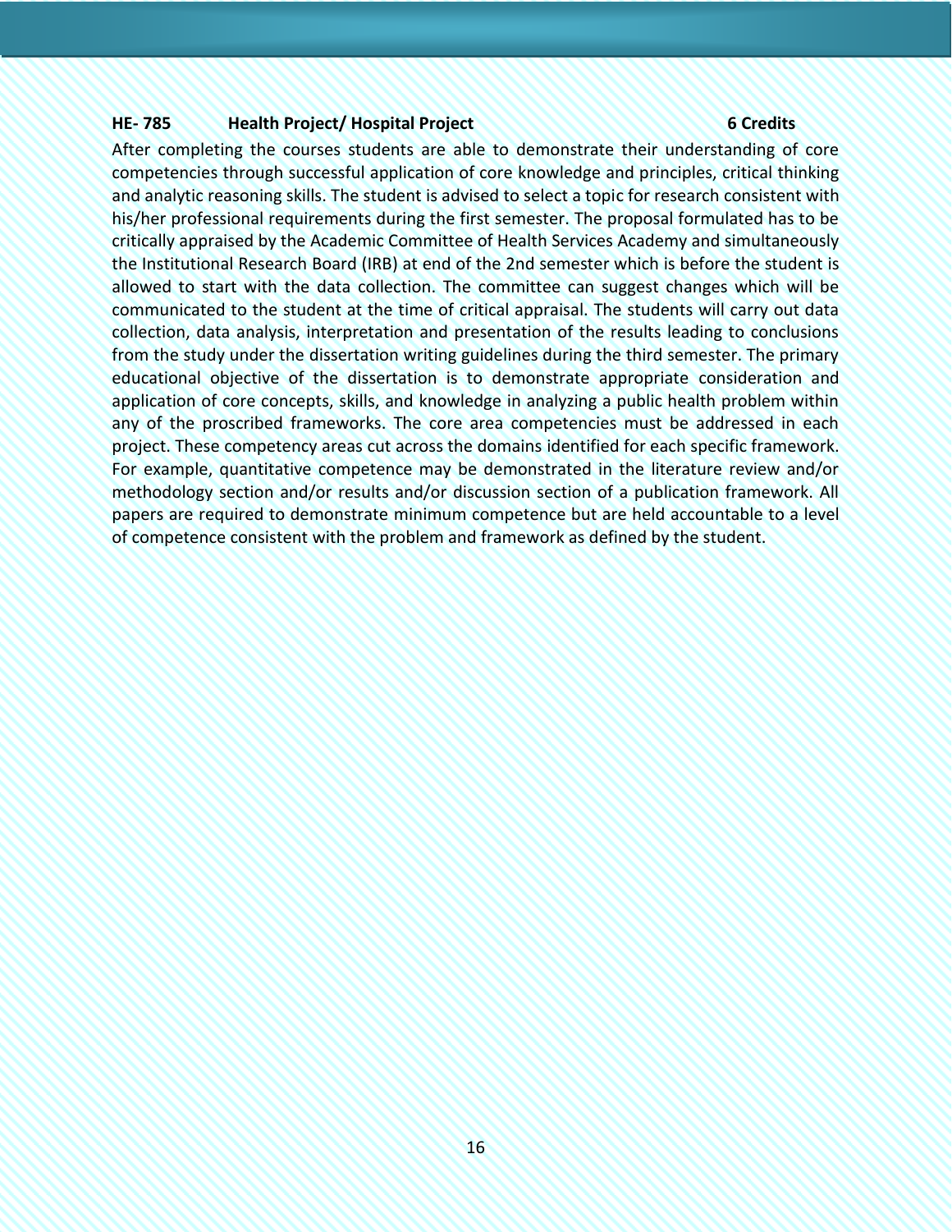**HE- 785 Health Project/ Hospital Project 6 Credits**

After completing the courses students are able to demonstrate their understanding of core competencies through successful application of core knowledge and principles, critical thinking and analytic reasoning skills. The student is advised to select a topic for research consistent with his/her professional requirements during the first semester. The proposal formulated has to be critically appraised by the Academic Committee of Health Services Academy and simultaneously the Institutional Research Board (IRB) at end of the 2nd semester which is before the student is allowed to start with the data collection. The committee can suggest changes which will be communicated to the student at the time of critical appraisal. The students will carry out data collection, data analysis, interpretation and presentation of the results leading to conclusions from the study under the dissertation writing guidelines during the third semester. The primary educational objective of the dissertation is to demonstrate appropriate consideration and application of core concepts, skills, and knowledge in analyzing a public health problem within any of the proscribed frameworks. The core area competencies must be addressed in each project. These competency areas cut across the domains identified for each specific framework. For example, quantitative competence may be demonstrated in the literature review and/or methodology section and/or results and/or discussion section of a publication framework. All papers are required to demonstrate minimum competence but are held accountable to a level of competence consistent with the problem and framework as defined by the student.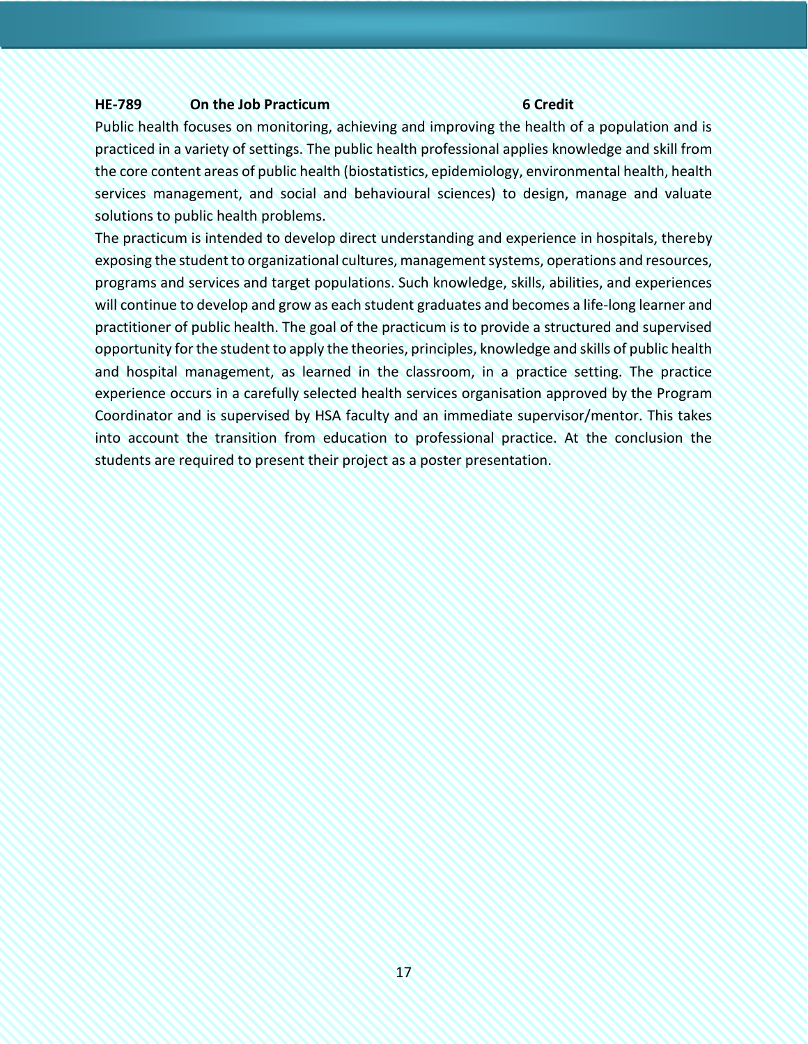**HE-789 On the Job Practicum 6 Credit**

Public health focuses on monitoring, achieving and improving the health of a population and is practiced in a variety of settings. The public health professional applies knowledge and skill from the core content areas of public health (biostatistics, epidemiology, environmental health, health services management, and social and behavioural sciences) to design, manage and valuate solutions to public health problems.

The practicum is intended to develop direct understanding and experience in hospitals, thereby exposing the student to organizational cultures, management systems, operations and resources, programs and services and target populations. Such knowledge, skills, abilities, and experiences will continue to develop and grow as each student graduates and becomes a life-long learner and practitioner of public health. The goal of the practicum is to provide a structured and supervised opportunity for the student to apply the theories, principles, knowledge and skills of public health and hospital management, as learned in the classroom, in a practice setting. The practice experience occurs in a carefully selected health services organisation approved by the Program Coordinator and is supervised by HSA faculty and an immediate supervisor/mentor. This takes into account the transition from education to professional practice. At the conclusion the students are required to present their project as a poster presentation.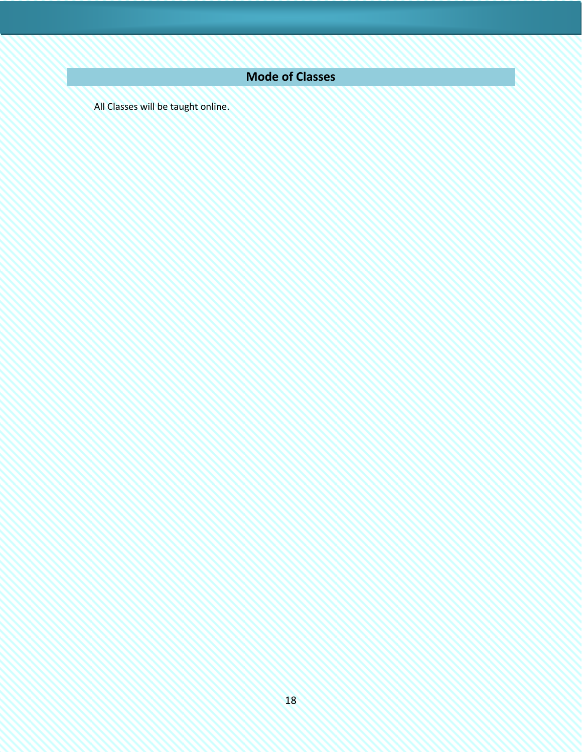## Mode of Classes

All Classes will be taught online.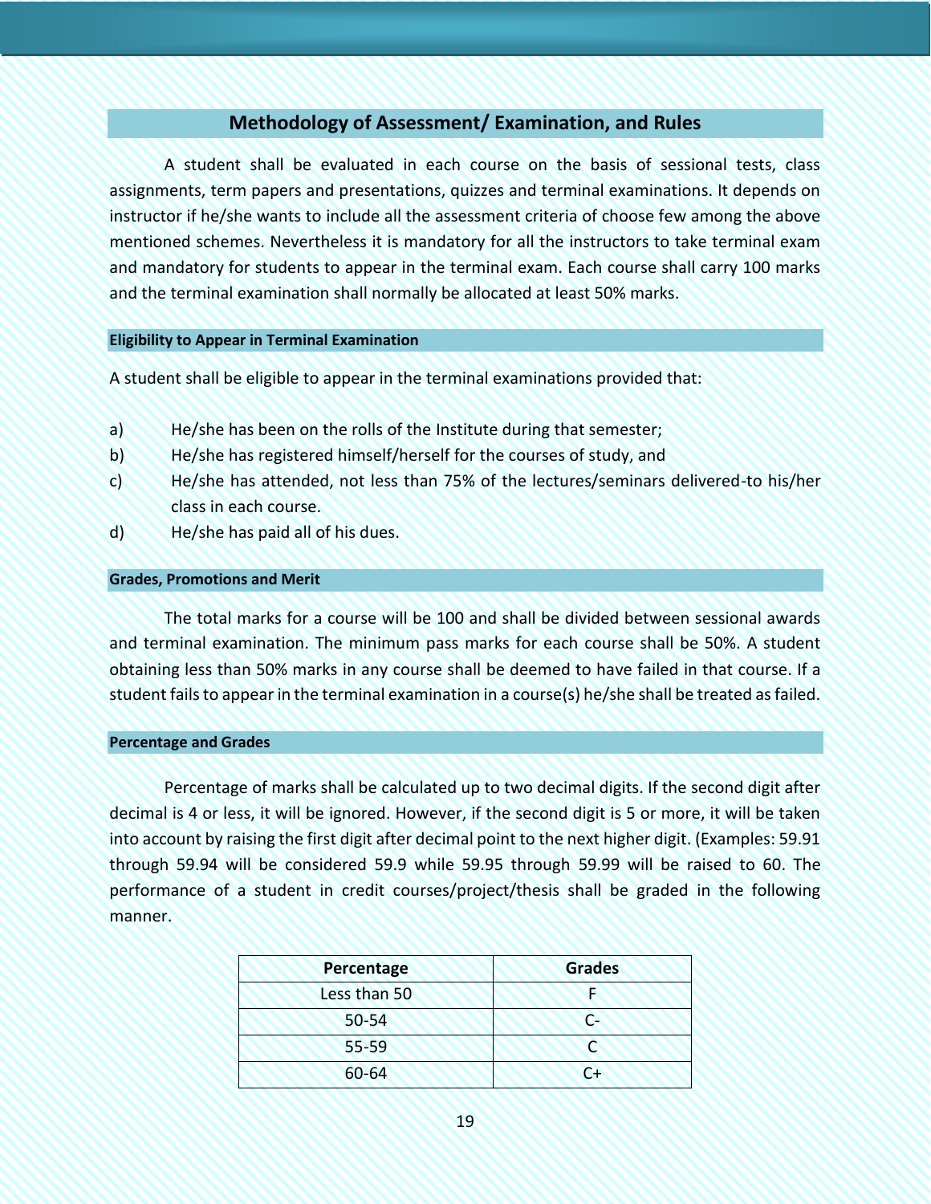## Methodology of Assessment/ Examination, and Rules

A student shall be evaluated in each course on the basis of sessional tests, class assignments, term papers and presentations, quizzes and terminal examinations. It depends on instructor if he/she wants to include all the assessment criteria of choose few among the above mentioned schemes. Nevertheless it is mandatory for all the instructors to take terminal exam and mandatory for students to appear in the terminal exam. Each course shall carry 100 marks and the terminal examination shall normally be allocated at least 50% marks.

### Eligibility to Appear in Terminal Examination

A student shall be eligible to appear in the terminal examinations provided that:

a) He/she has been on the rolls of the Institute during that semester;
b) He/she has registered himself/herself for the courses of study, and
c) He/she has attended, not less than 75% of the lectures/seminars delivered-to his/her class in each course.
d) He/she has paid all of his dues.

### Grades, Promotions and Merit

The total marks for a course will be 100 and shall be divided between sessional awards and terminal examination. The minimum pass marks for each course shall be 50%. A student obtaining less than 50% marks in any course shall be deemed to have failed in that course. If a student fails to appear in the terminal examination in a course(s) he/she shall be treated as failed.

### Percentage and Grades

Percentage of marks shall be calculated up to two decimal digits. If the second digit after decimal is 4 or less, it will be ignored. However, if the second digit is 5 or more, it will be taken into account by raising the first digit after decimal point to the next higher digit. (Examples: 59.91 through 59.94 will be considered 59.9 while 59.95 through 59.99 will be raised to 60. The performance of a student in credit courses/project/thesis shall be graded in the following manner.

| Percentage | Grades |
|---|---|
| Less than 50 | F |
| 50-54 | C- |
| 55-59 | C |
| 60-64 | C+ |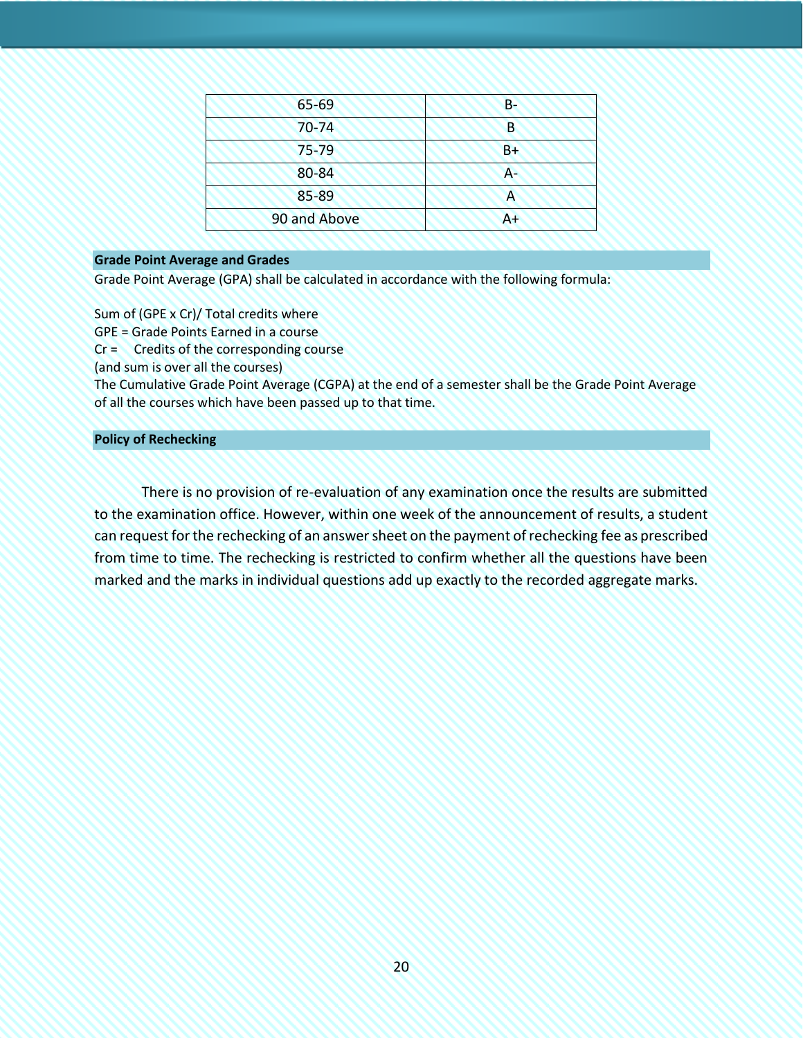| 65-69 | B- |
|---|---|
| 70-74 | B |
| 75-79 | B+ |
| 80-84 | A- |
| 85-89 | A |
| 90 and Above | A+ |

### Grade Point Average and Grades

Grade Point Average (GPA) shall be calculated in accordance with the following formula:

Sum of (GPE x Cr)/ Total credits where
GPE = Grade Points Earned in a course
Cr = Credits of the corresponding course
(and sum is over all the courses)
The Cumulative Grade Point Average (CGPA) at the end of a semester shall be the Grade Point Average of all the courses which have been passed up to that time.

### Policy of Rechecking

There is no provision of re-evaluation of any examination once the results are submitted to the examination office. However, within one week of the announcement of results, a student can request for the rechecking of an answer sheet on the payment of rechecking fee as prescribed from time to time. The rechecking is restricted to confirm whether all the questions have been marked and the marks in individual questions add up exactly to the recorded aggregate marks.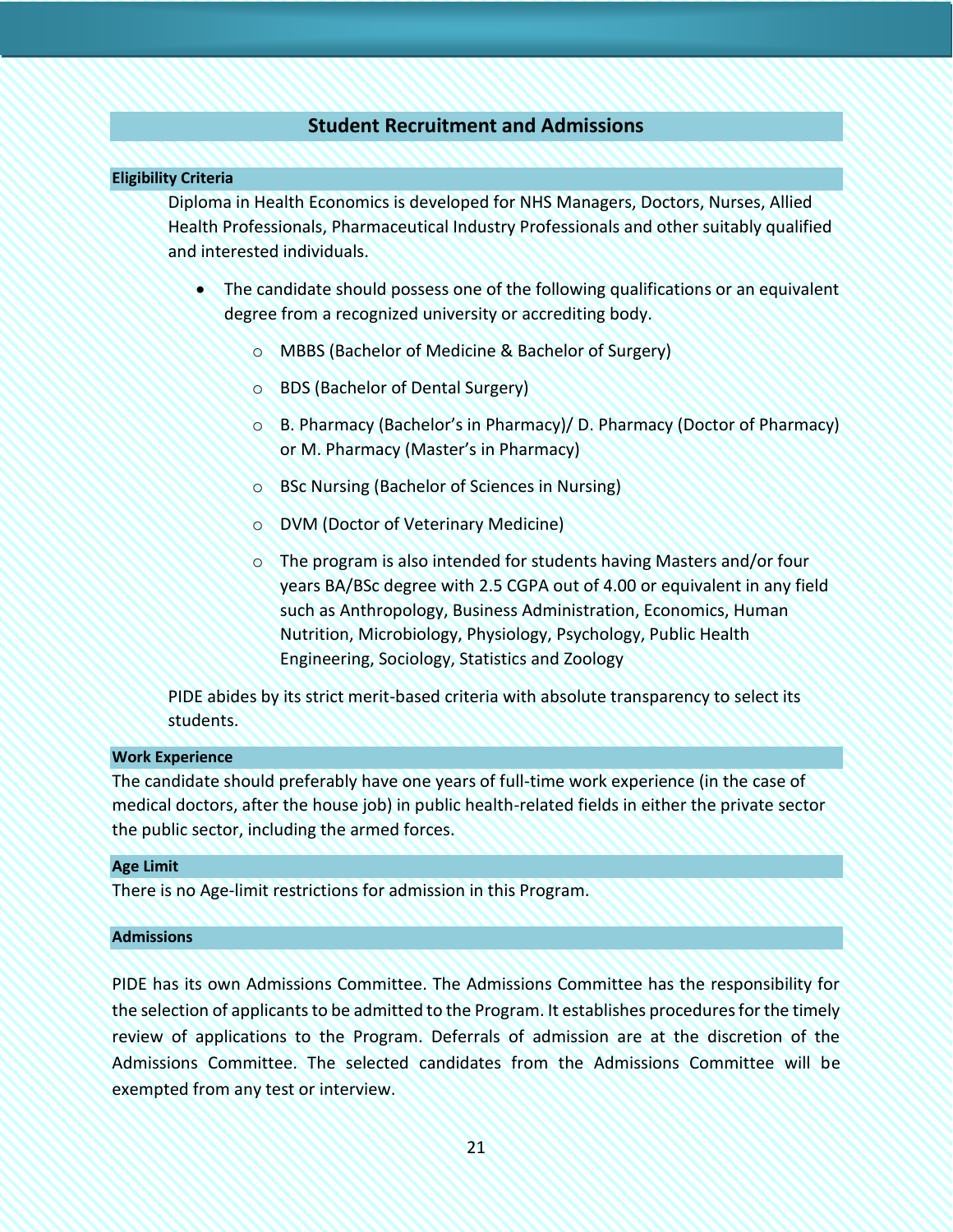## Student Recruitment and Admissions

### Eligibility Criteria

Diploma in Health Economics is developed for NHS Managers, Doctors, Nurses, Allied Health Professionals, Pharmaceutical Industry Professionals and other suitably qualified and interested individuals.

- The candidate should possess one of the following qualifications or an equivalent degree from a recognized university or accrediting body.
    - MBBS (Bachelor of Medicine & Bachelor of Surgery)
    - BDS (Bachelor of Dental Surgery)
    - B. Pharmacy (Bachelor's in Pharmacy)/ D. Pharmacy (Doctor of Pharmacy) or M. Pharmacy (Master's in Pharmacy)
    - BSc Nursing (Bachelor of Sciences in Nursing)
    - DVM (Doctor of Veterinary Medicine)
    - The program is also intended for students having Masters and/or four years BA/BSc degree with 2.5 CGPA out of 4.00 or equivalent in any field such as Anthropology, Business Administration, Economics, Human Nutrition, Microbiology, Physiology, Psychology, Public Health Engineering, Sociology, Statistics and Zoology

PIDE abides by its strict merit-based criteria with absolute transparency to select its students.

### Work Experience

The candidate should preferably have one years of full-time work experience (in the case of medical doctors, after the house job) in public health-related fields in either the private sector the public sector, including the armed forces.

### Age Limit

There is no Age-limit restrictions for admission in this Program.

### Admissions

PIDE has its own Admissions Committee. The Admissions Committee has the responsibility for the selection of applicants to be admitted to the Program. It establishes procedures for the timely review of applications to the Program. Deferrals of admission are at the discretion of the Admissions Committee. The selected candidates from the Admissions Committee will be exempted from any test or interview.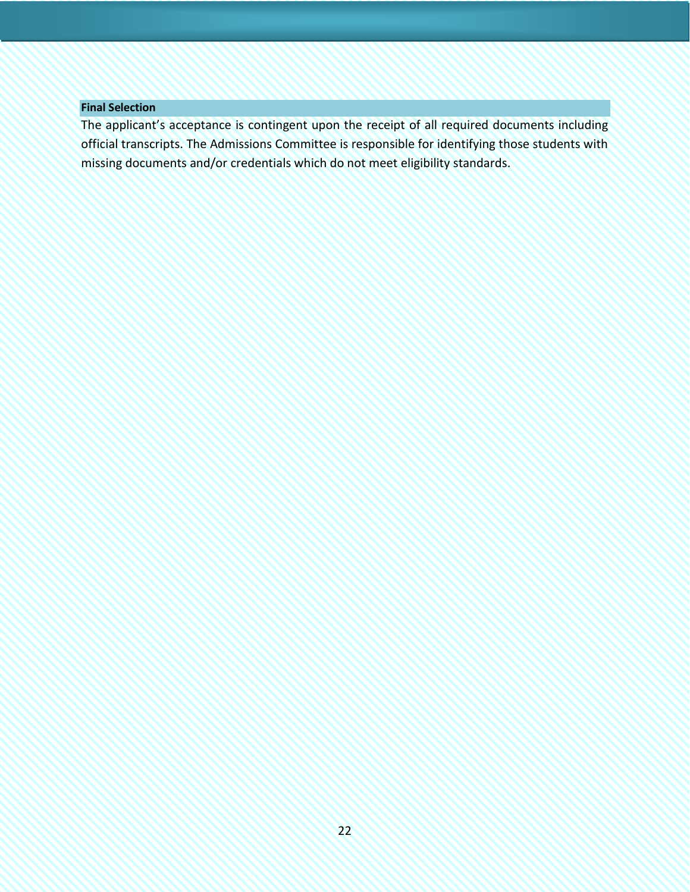### Final Selection

The applicant's acceptance is contingent upon the receipt of all required documents including official transcripts. The Admissions Committee is responsible for identifying those students with missing documents and/or credentials which do not meet eligibility standards.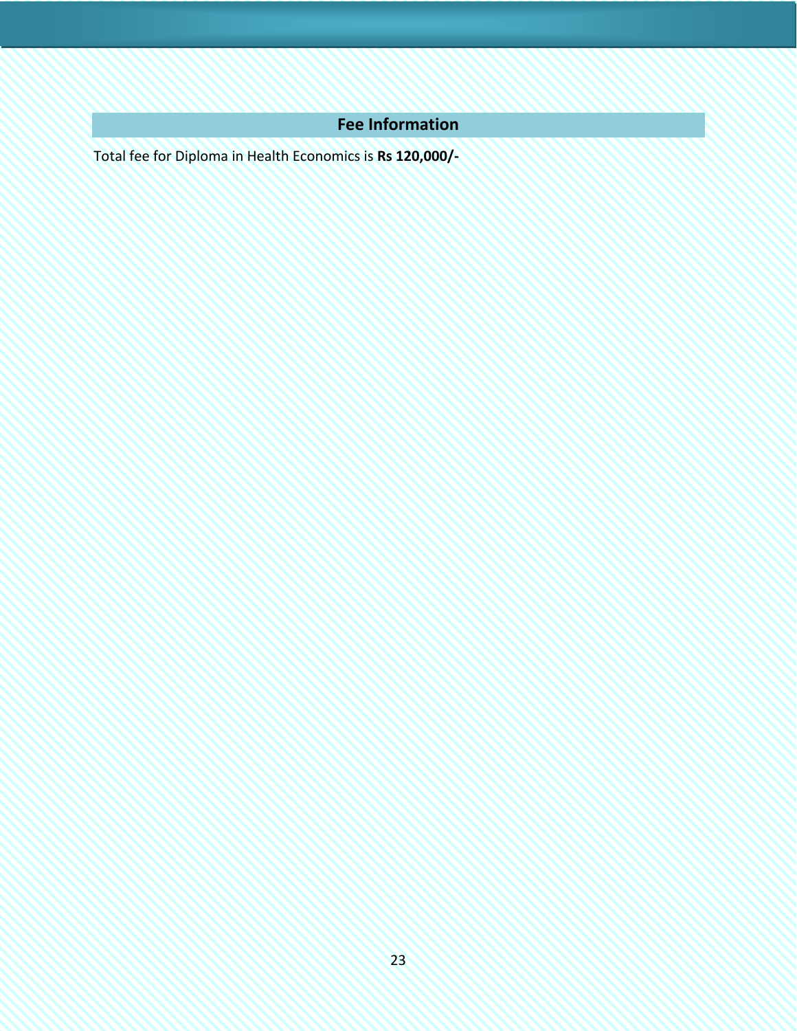## Fee Information

Total fee for Diploma in Health Economics is **Rs 120,000/-**